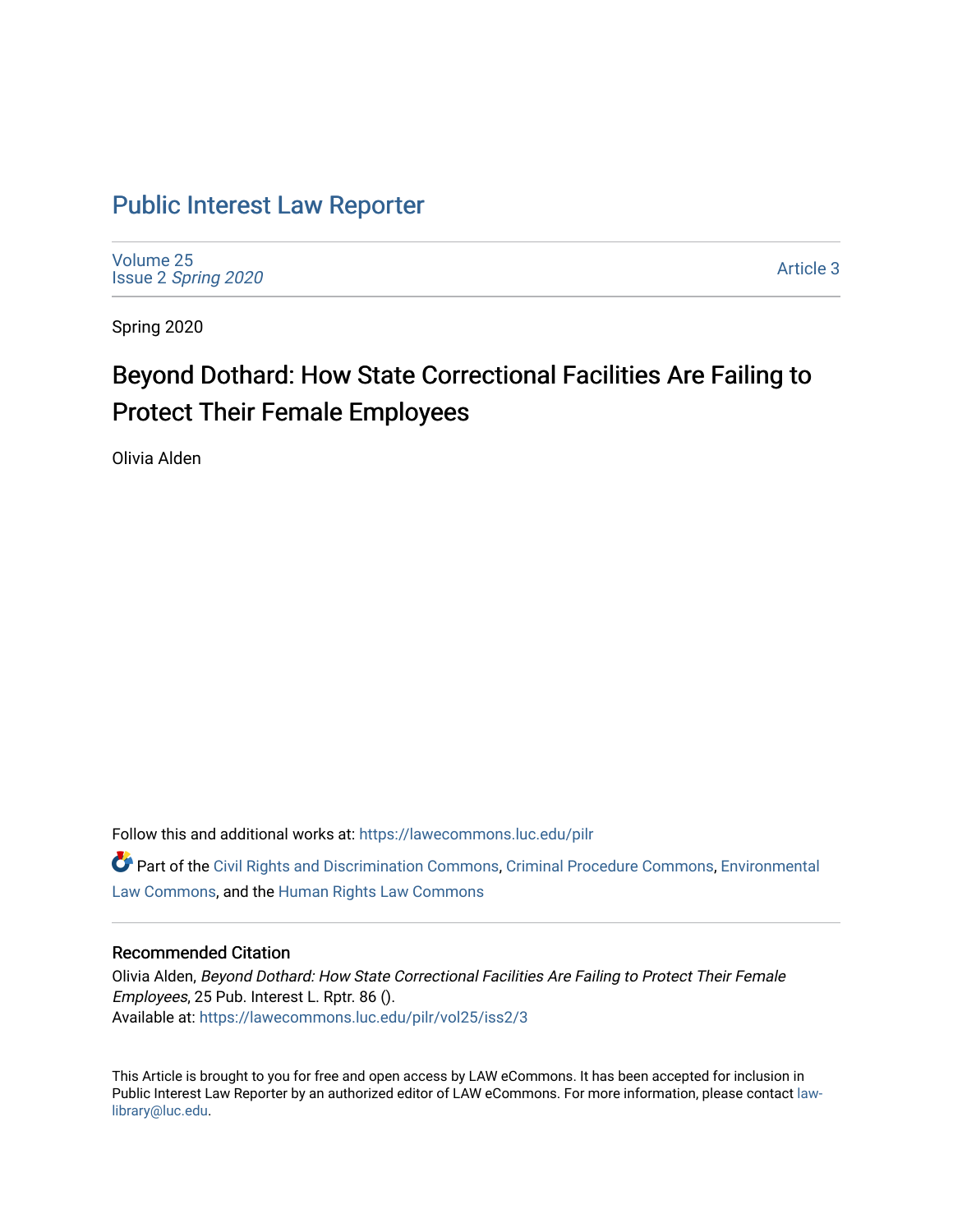# Public Interest Law Reporter

Volume 25
Issue 2 *Spring 2020*

Article 3

Spring 2020

## Beyond Dothard: How State Correctional Facilities Are Failing to Protect Their Female Employees

Olivia Alden

Follow this and additional works at: https://lawecommons.luc.edu/pilr

Part of the Civil Rights and Discrimination Commons, Criminal Procedure Commons, Environmental Law Commons, and the Human Rights Law Commons

### Recommended Citation

Olivia Alden, *Beyond Dothard: How State Correctional Facilities Are Failing to Protect Their Female Employees*, 25 Pub. Interest L. Rptr. 86 ().
Available at: https://lawecommons.luc.edu/pilr/vol25/iss2/3

This Article is brought to you for free and open access by LAW eCommons. It has been accepted for inclusion in Public Interest Law Reporter by an authorized editor of LAW eCommons. For more information, please contact law-library@luc.edu.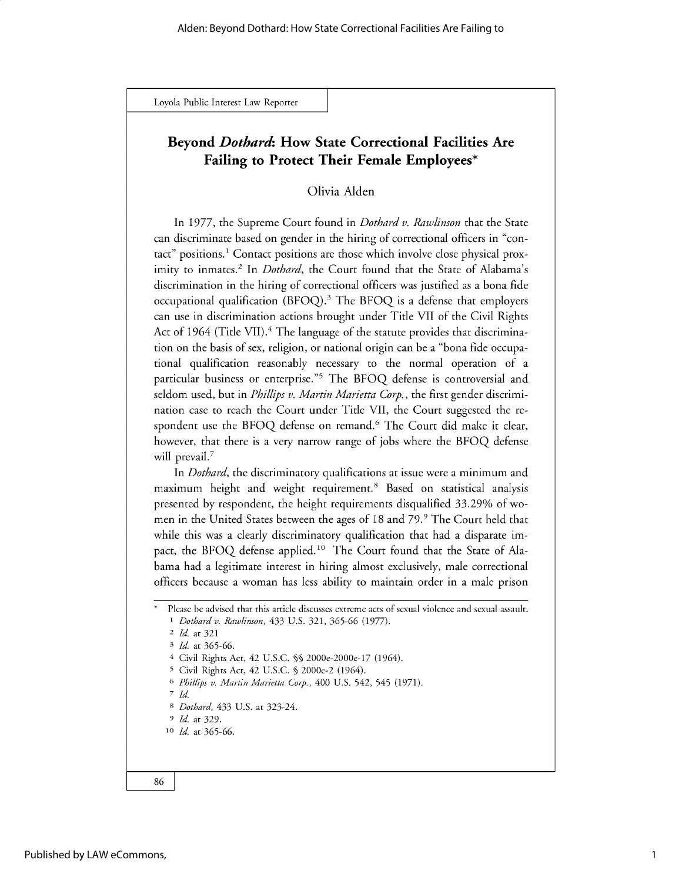# Beyond *Dothard*: How State Correctional Facilities Are Failing to Protect Their Female Employees*

Olivia Alden

In 1977, the Supreme Court found in *Dothard v. Rawlinson* that the State can discriminate based on gender in the hiring of correctional officers in "contact" positions.[1] Contact positions are those which involve close physical proximity to inmates.[2] In *Dothard*, the Court found that the State of Alabama's discrimination in the hiring of correctional officers was justified as a bona fide occupational qualification (BFOQ).[3] The BFOQ is a defense that employers can use in discrimination actions brought under Title VII of the Civil Rights Act of 1964 (Title VII).[4] The language of the statute provides that discrimination on the basis of sex, religion, or national origin can be a "bona fide occupational qualification reasonably necessary to the normal operation of a particular business or enterprise."[5] The BFOQ defense is controversial and seldom used, but in *Phillips v. Martin Marietta Corp.*, the first gender discrimination case to reach the Court under Title VII, the Court suggested the respondent use the BFOQ defense on remand.[6] The Court did make it clear, however, that there is a very narrow range of jobs where the BFOQ defense will prevail.[7]

In *Dothard*, the discriminatory qualifications at issue were a minimum and maximum height and weight requirement.[8] Based on statistical analysis presented by respondent, the height requirements disqualified 33.29% of women in the United States between the ages of 18 and 79.[9] The Court held that while this was a clearly discriminatory qualification that had a disparate impact, the BFOQ defense applied.[10] The Court found that the State of Alabama had a legitimate interest in hiring almost exclusively, male correctional officers because a woman has less ability to maintain order in a male prison

---

\* Please be advised that this article discusses extreme acts of sexual violence and sexual assault.

1 *Dothard v. Rawlinson*, 433 U.S. 321, 365-66 (1977).

2 *Id.* at 321

3 *Id.* at 365-66.

4 Civil Rights Act, 42 U.S.C. §§ 2000e-2000e-17 (1964).

5 Civil Rights Act, 42 U.S.C. § 2000e-2 (1964).

6 *Phillips v. Martin Marietta Corp.*, 400 U.S. 542, 545 (1971).

7 *Id.*

8 *Dothard*, 433 U.S. at 323-24.

9 *Id.* at 329.

10 *Id.* at 365-66.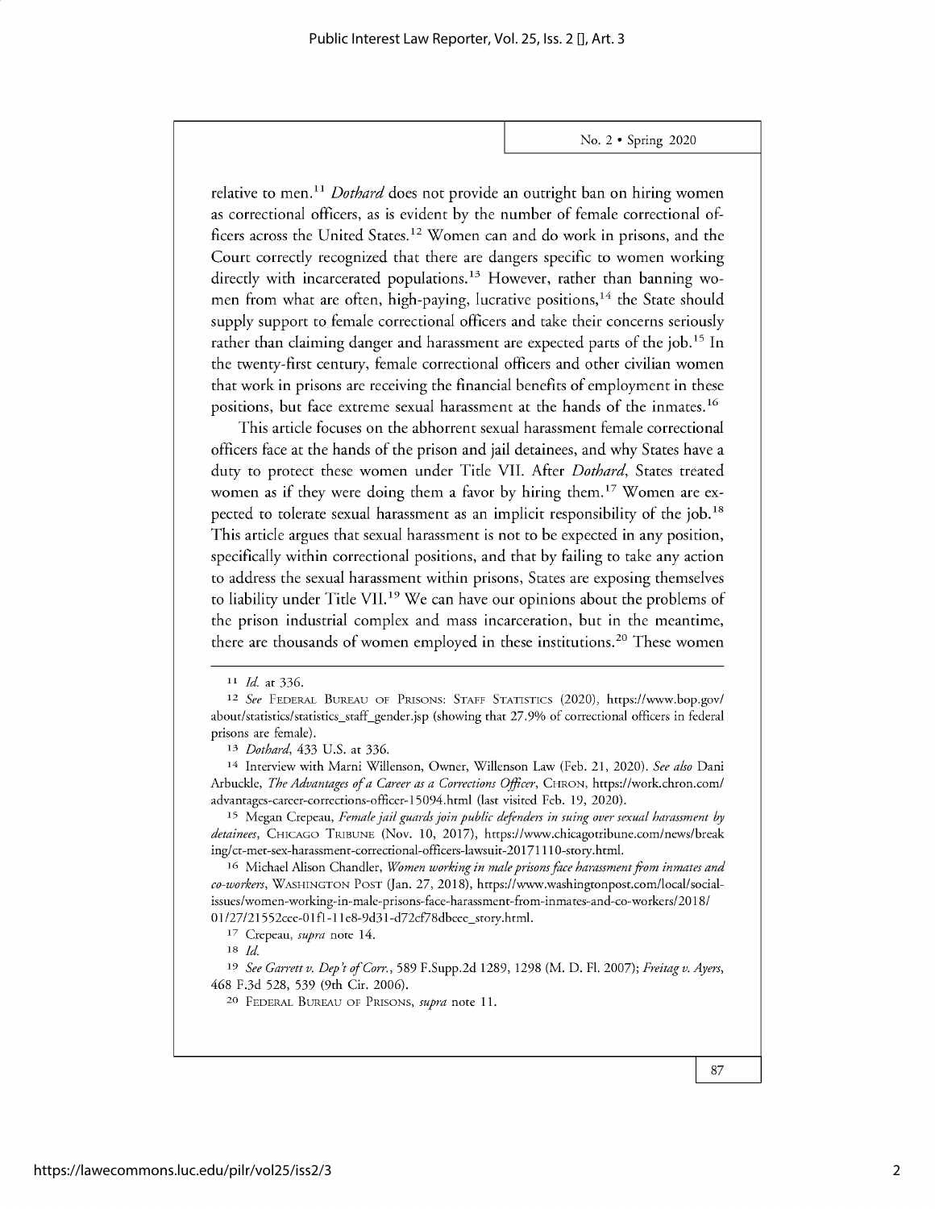relative to men.[11] *Dothard* does not provide an outright ban on hiring women as correctional officers, as is evident by the number of female correctional officers across the United States.[12] Women can and do work in prisons, and the Court correctly recognized that there are dangers specific to women working directly with incarcerated populations.[13] However, rather than banning women from what are often, high-paying, lucrative positions,[14] the State should supply support to female correctional officers and take their concerns seriously rather than claiming danger and harassment are expected parts of the job.[15] In the twenty-first century, female correctional officers and other civilian women that work in prisons are receiving the financial benefits of employment in these positions, but face extreme sexual harassment at the hands of the inmates.[16]

This article focuses on the abhorrent sexual harassment female correctional officers face at the hands of the prison and jail detainees, and why States have a duty to protect these women under Title VII. After *Dothard*, States treated women as if they were doing them a favor by hiring them.[17] Women are expected to tolerate sexual harassment as an implicit responsibility of the job.[18] This article argues that sexual harassment is not to be expected in any position, specifically within correctional positions, and that by failing to take any action to address the sexual harassment within prisons, States are exposing themselves to liability under Title VII.[19] We can have our opinions about the problems of the prison industrial complex and mass incarceration, but in the meantime, there are thousands of women employed in these institutions.[20] These women

---

[11] *Id.* at 336.

[12] *See* FEDERAL BUREAU OF PRISONS: STAFF STATISTICS (2020), https://www.bop.gov/about/statistics/statistics_staff_gender.jsp (showing that 27.9% of correctional officers in federal prisons are female).

[13] *Dothard*, 433 U.S. at 336.

[14] Interview with Marni Willenson, Owner, Willenson Law (Feb. 21, 2020). *See also* Dani Arbuckle, *The Advantages of a Career as a Corrections Officer*, CHRON, https://work.chron.com/advantages-career-corrections-officer-15094.html (last visited Feb. 19, 2020).

[15] Megan Crepeau, *Female jail guards join public defenders in suing over sexual harassment by detainees*, CHICAGO TRIBUNE (Nov. 10, 2017), https://www.chicagotribune.com/news/breaking/ct-met-sex-harassment-correctional-officers-lawsuit-20171110-story.html.

[16] Michael Alison Chandler, *Women working in male prisons face harassment from inmates and co-workers*, WASHINGTON POST (Jan. 27, 2018), https://www.washingtonpost.com/local/social-issues/women-working-in-male-prisons-face-harassment-from-inmates-and-co-workers/2018/01/27/21552cce-01f1-11e8-9d31-d72cf78dbeec_story.html.

[17] Crepeau, *supra* note 14.

[18] *Id.*

[19] *See Garrett v. Dep't of Corr.*, 589 F.Supp.2d 1289, 1298 (M. D. Fl. 2007); *Freitag v. Ayers*, 468 F.3d 528, 539 (9th Cir. 2006).

[20] FEDERAL BUREAU OF PRISONS, *supra* note 11.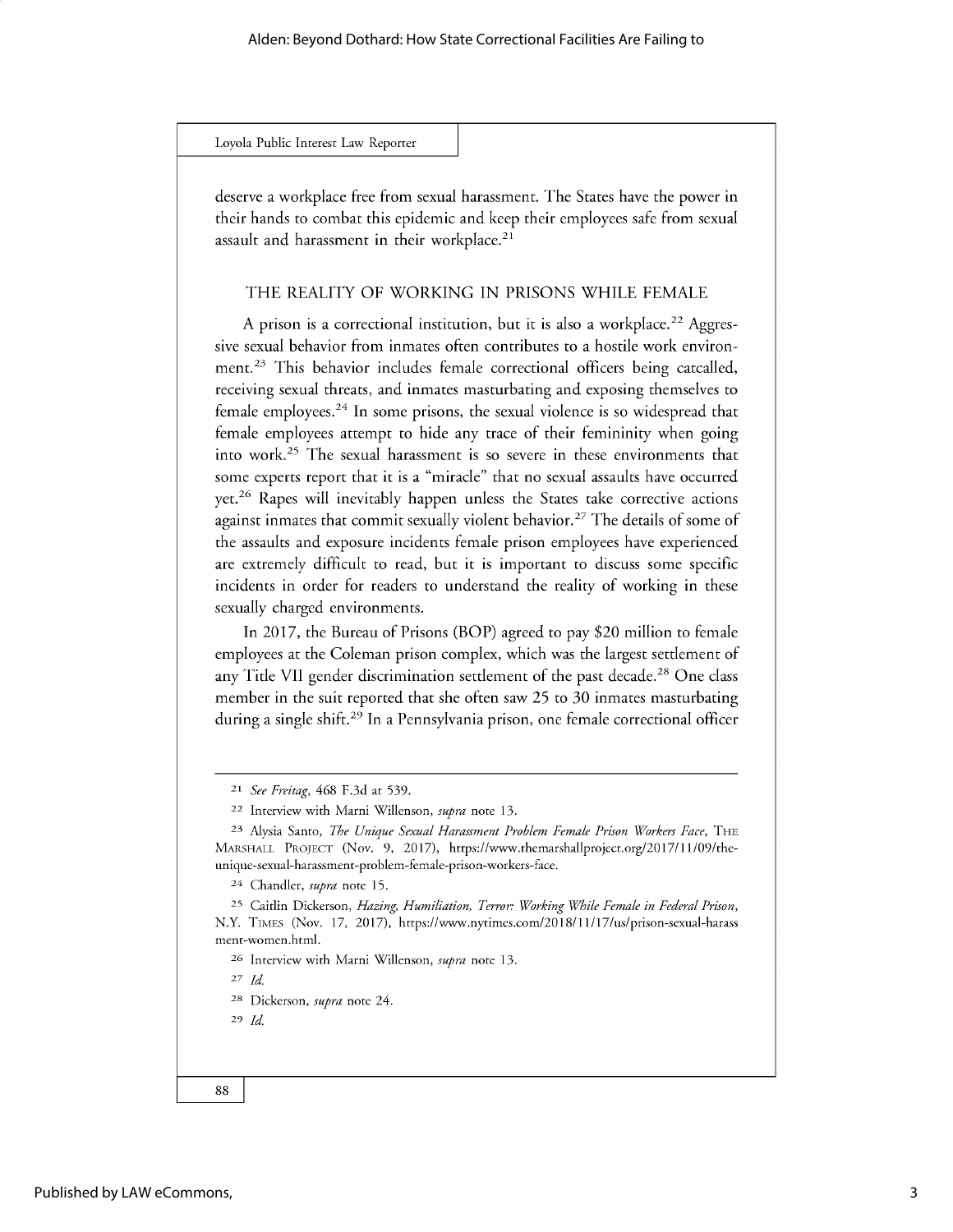deserve a workplace free from sexual harassment. The States have the power in their hands to combat this epidemic and keep their employees safe from sexual assault and harassment in their workplace.[21]

## THE REALITY OF WORKING IN PRISONS WHILE FEMALE

A prison is a correctional institution, but it is also a workplace.[22] Aggressive sexual behavior from inmates often contributes to a hostile work environment.[23] This behavior includes female correctional officers being catcalled, receiving sexual threats, and inmates masturbating and exposing themselves to female employees.[24] In some prisons, the sexual violence is so widespread that female employees attempt to hide any trace of their femininity when going into work.[25] The sexual harassment is so severe in these environments that some experts report that it is a "miracle" that no sexual assaults have occurred yet.[26] Rapes will inevitably happen unless the States take corrective actions against inmates that commit sexually violent behavior.[27] The details of some of the assaults and exposure incidents female prison employees have experienced are extremely difficult to read, but it is important to discuss some specific incidents in order for readers to understand the reality of working in these sexually charged environments.

In 2017, the Bureau of Prisons (BOP) agreed to pay $20 million to female employees at the Coleman prison complex, which was the largest settlement of any Title VII gender discrimination settlement of the past decade.[28] One class member in the suit reported that she often saw 25 to 30 inmates masturbating during a single shift.[29] In a Pennsylvania prison, one female correctional officer

---

[21] *See Freitag*, 468 F.3d at 539.

[22] Interview with Marni Willenson, *supra* note 13.

[23] Alysia Santo, *The Unique Sexual Harassment Problem Female Prison Workers Face*, THE MARSHALL PROJECT (Nov. 9, 2017), https://www.themarshallproject.org/2017/11/09/the-unique-sexual-harassment-problem-female-prison-workers-face.

[24] Chandler, *supra* note 15.

[25] Caitlin Dickerson, *Hazing, Humiliation, Terror: Working While Female in Federal Prison*, N.Y. TIMES (Nov. 17, 2017), https://www.nytimes.com/2018/11/17/us/prison-sexual-harassment-women.html.

[26] Interview with Marni Willenson, *supra* note 13.

[27] *Id.*

[28] Dickerson, *supra* note 24.

[29] *Id.*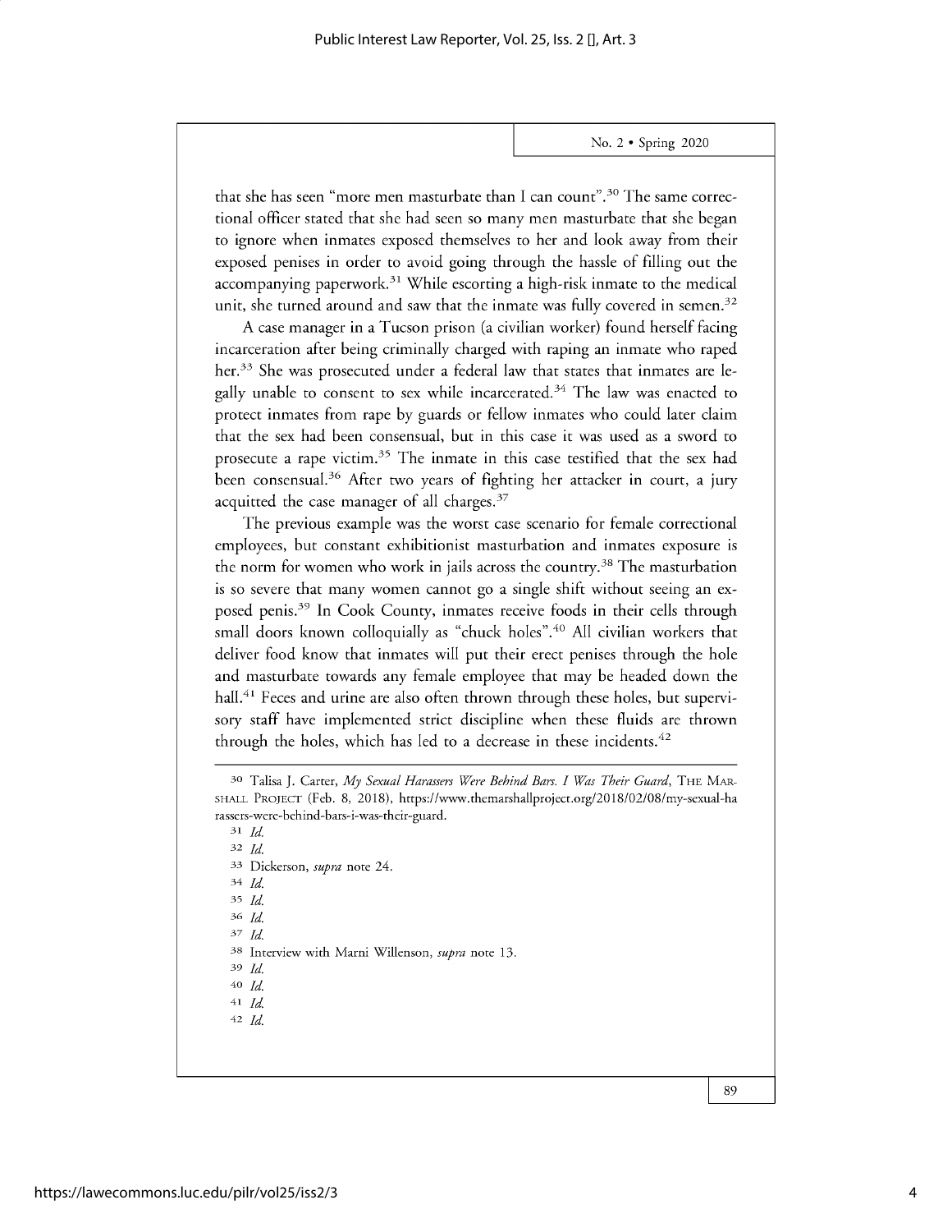that she has seen "more men masturbate than I can count".[30] The same correctional officer stated that she had seen so many men masturbate that she began to ignore when inmates exposed themselves to her and look away from their exposed penises in order to avoid going through the hassle of filling out the accompanying paperwork.[31] While escorting a high-risk inmate to the medical unit, she turned around and saw that the inmate was fully covered in semen.[32]

A case manager in a Tucson prison (a civilian worker) found herself facing incarceration after being criminally charged with raping an inmate who raped her.[33] She was prosecuted under a federal law that states that inmates are legally unable to consent to sex while incarcerated.[34] The law was enacted to protect inmates from rape by guards or fellow inmates who could later claim that the sex had been consensual, but in this case it was used as a sword to prosecute a rape victim.[35] The inmate in this case testified that the sex had been consensual.[36] After two years of fighting her attacker in court, a jury acquitted the case manager of all charges.[37]

The previous example was the worst case scenario for female correctional employees, but constant exhibitionist masturbation and inmates exposure is the norm for women who work in jails across the country.[38] The masturbation is so severe that many women cannot go a single shift without seeing an exposed penis.[39] In Cook County, inmates receive foods in their cells through small doors known colloquially as "chuck holes".[40] All civilian workers that deliver food know that inmates will put their erect penises through the hole and masturbate towards any female employee that may be headed down the hall.[41] Feces and urine are also often thrown through these holes, but supervisory staff have implemented strict discipline when these fluids are thrown through the holes, which has led to a decrease in these incidents.[42]

---

[30] Talisa J. Carter, *My Sexual Harassers Were Behind Bars. I Was Their Guard*, THE MARSHALL PROJECT (Feb. 8, 2018), https://www.themarshallproject.org/2018/02/08/my-sexual-harassers-were-behind-bars-i-was-their-guard.

[31] *Id.*

[32] *Id.*

[33] Dickerson, *supra* note 24.

[34] *Id.*

[35] *Id.*

[36] *Id.*

[37] *Id.*

[38] Interview with Marni Willenson, *supra* note 13.

[39] *Id.*

[40] *Id.*

[41] *Id.*

[42] *Id.*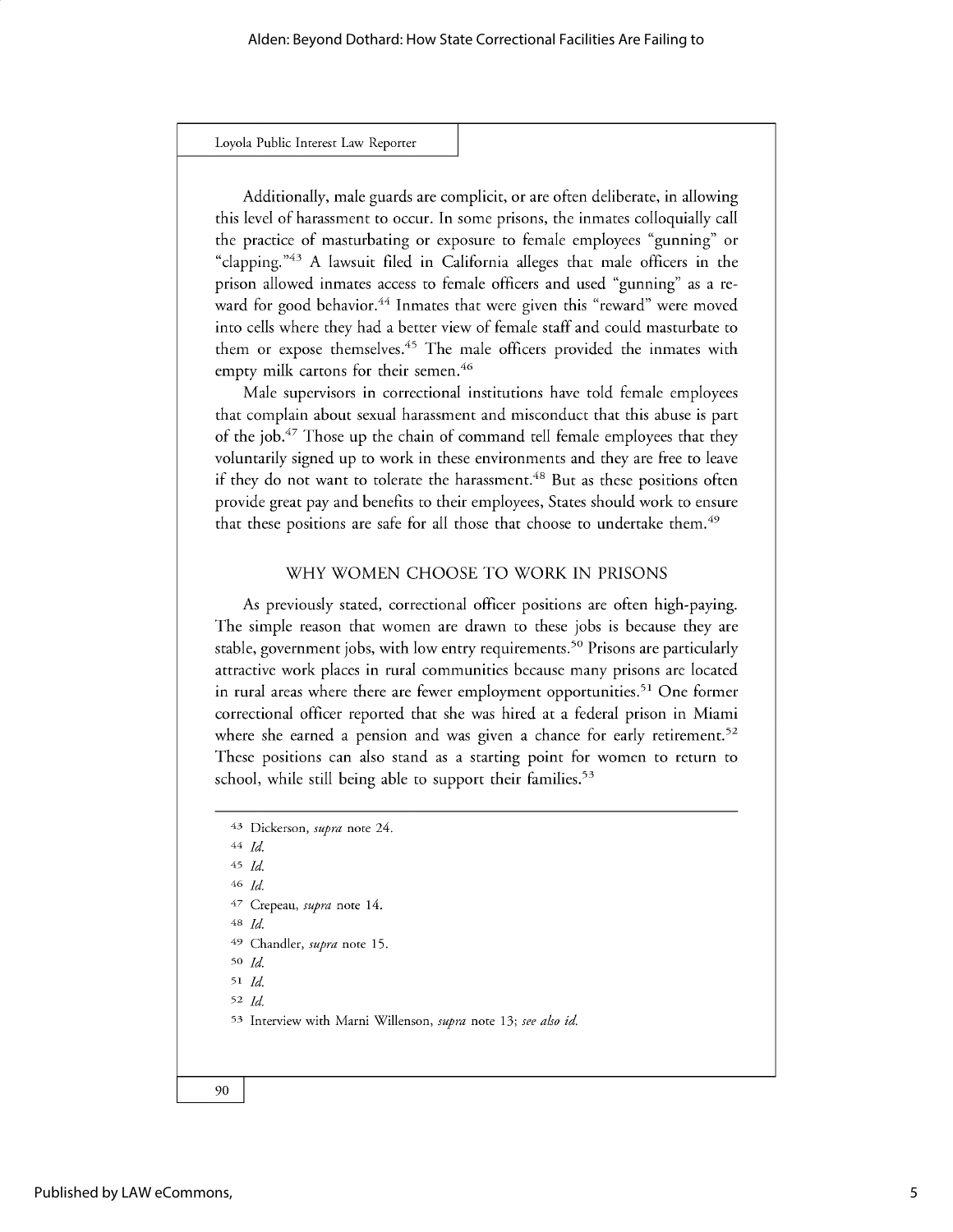Additionally, male guards are complicit, or are often deliberate, in allowing this level of harassment to occur. In some prisons, the inmates colloquially call the practice of masturbating or exposure to female employees "gunning" or "clapping."[43] A lawsuit filed in California alleges that male officers in the prison allowed inmates access to female officers and used "gunning" as a reward for good behavior.[44] Inmates that were given this "reward" were moved into cells where they had a better view of female staff and could masturbate to them or expose themselves.[45] The male officers provided the inmates with empty milk cartons for their semen.[46]

Male supervisors in correctional institutions have told female employees that complain about sexual harassment and misconduct that this abuse is part of the job.[47] Those up the chain of command tell female employees that they voluntarily signed up to work in these environments and they are free to leave if they do not want to tolerate the harassment.[48] But as these positions often provide great pay and benefits to their employees, States should work to ensure that these positions are safe for all those that choose to undertake them.[49]

## WHY WOMEN CHOOSE TO WORK IN PRISONS

As previously stated, correctional officer positions are often high-paying. The simple reason that women are drawn to these jobs is because they are stable, government jobs, with low entry requirements.[50] Prisons are particularly attractive work places in rural communities because many prisons are located in rural areas where there are fewer employment opportunities.[51] One former correctional officer reported that she was hired at a federal prison in Miami where she earned a pension and was given a chance for early retirement.[52] These positions can also stand as a starting point for women to return to school, while still being able to support their families.[53]

---

[43] Dickerson, *supra* note 24.

[44] *Id.*

[45] *Id.*

[46] *Id.*

[47] Crepeau, *supra* note 14.

[48] *Id.*

[49] Chandler, *supra* note 15.

[50] *Id.*

[51] *Id.*

[52] *Id.*

[53] Interview with Marni Willenson, *supra* note 13; *see also id.*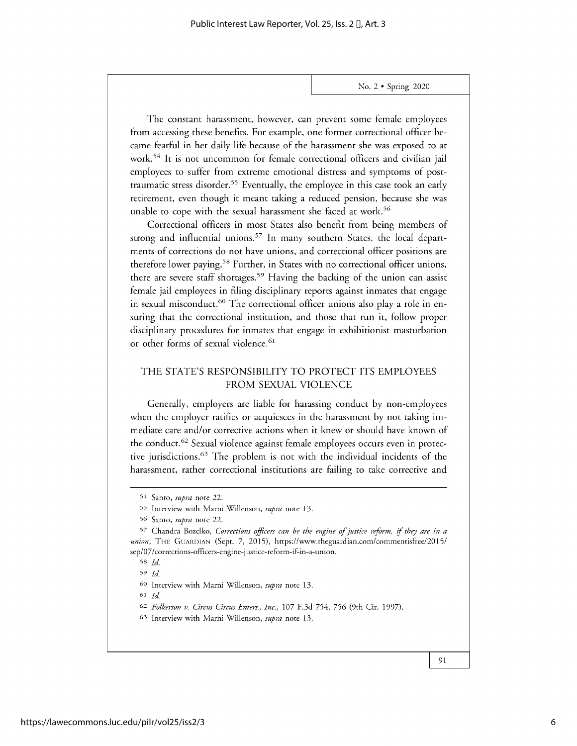The constant harassment, however, can prevent some female employees from accessing these benefits. For example, one former correctional officer became fearful in her daily life because of the harassment she was exposed to at work.[54] It is not uncommon for female correctional officers and civilian jail employees to suffer from extreme emotional distress and symptoms of post-traumatic stress disorder.[55] Eventually, the employee in this case took an early retirement, even though it meant taking a reduced pension, because she was unable to cope with the sexual harassment she faced at work.[56]

Correctional officers in most States also benefit from being members of strong and influential unions.[57] In many southern States, the local departments of corrections do not have unions, and correctional officer positions are therefore lower paying.[58] Further, in States with no correctional officer unions, there are severe staff shortages.[59] Having the backing of the union can assist female jail employees in filing disciplinary reports against inmates that engage in sexual misconduct.[60] The correctional officer unions also play a role in ensuring that the correctional institution, and those that run it, follow proper disciplinary procedures for inmates that engage in exhibitionist masturbation or other forms of sexual violence.[61]

## THE STATE'S RESPONSIBILITY TO PROTECT ITS EMPLOYEES FROM SEXUAL VIOLENCE

Generally, employers are liable for harassing conduct by non-employees when the employer ratifies or acquiesces in the harassment by not taking immediate care and/or corrective actions when it knew or should have known of the conduct.[62] Sexual violence against female employees occurs even in protective jurisdictions.[63] The problem is not with the individual incidents of the harassment, rather correctional institutions are failing to take corrective and

---

[54] Santo, *supra* note 22.

[55] Interview with Marni Willenson, *supra* note 13.

[56] Santo, *supra* note 22.

[57] Chandra Bozelko, *Corrections officers can be the engine of justice reform, if they are in a union*, THE GUARDIAN (Sept. 7, 2015), https://www.theguardian.com/commentisfree/2015/sep/07/corrections-officers-engine-justice-reform-if-in-a-union.

[58] *Id.*

[59] *Id.*

[60] Interview with Marni Willenson, *supra* note 13.

[61] *Id.*

[62] *Folkerson v. Circus Circus Enters., Inc.*, 107 F.3d 754, 756 (9th Cir. 1997).

[63] Interview with Marni Willenson, *supra* note 13.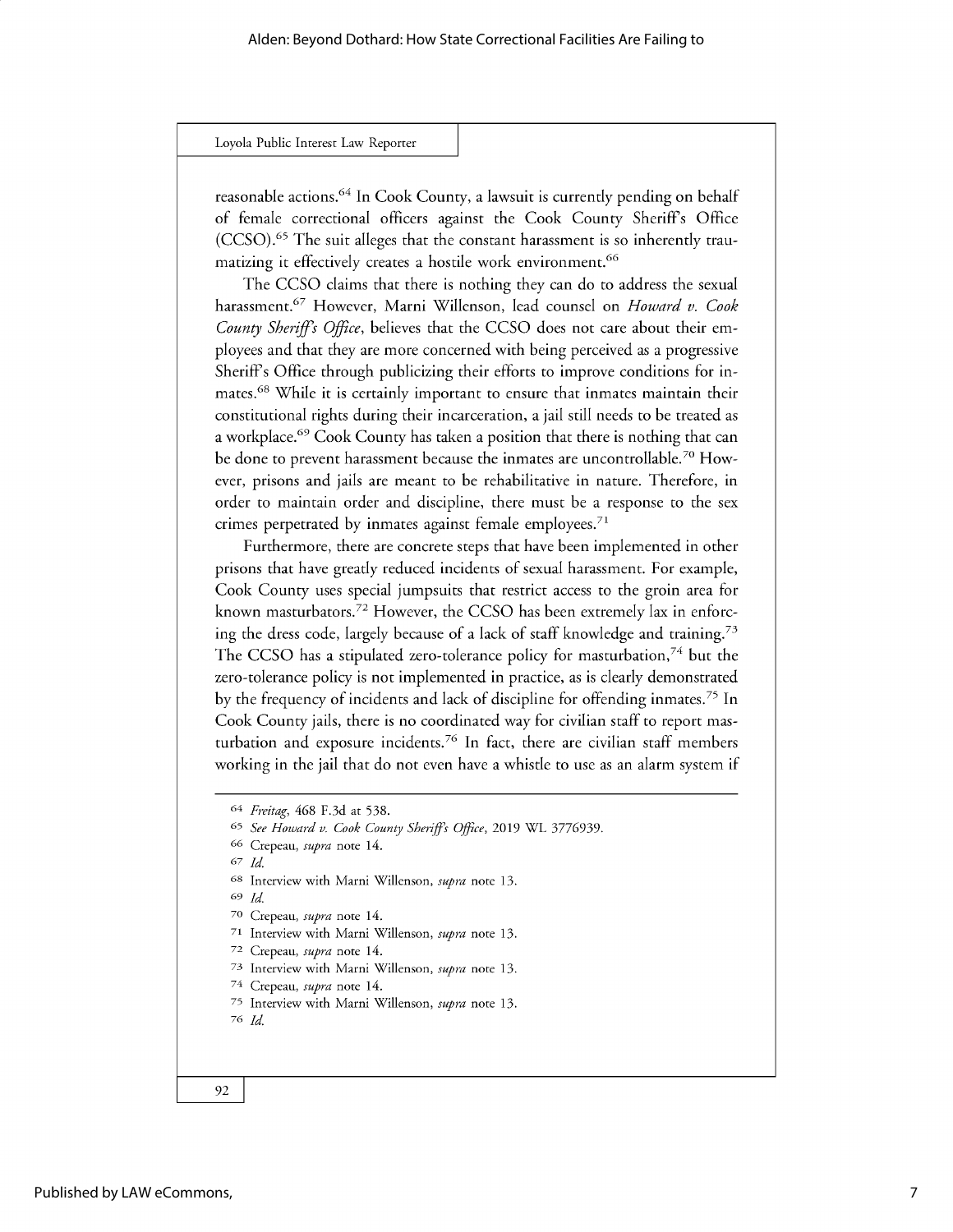reasonable actions.[64] In Cook County, a lawsuit is currently pending on behalf of female correctional officers against the Cook County Sheriff's Office (CCSO).[65] The suit alleges that the constant harassment is so inherently traumatizing it effectively creates a hostile work environment.[66]

The CCSO claims that there is nothing they can do to address the sexual harassment.[67] However, Marni Willenson, lead counsel on *Howard v. Cook County Sheriff's Office*, believes that the CCSO does not care about their employees and that they are more concerned with being perceived as a progressive Sheriff's Office through publicizing their efforts to improve conditions for inmates.[68] While it is certainly important to ensure that inmates maintain their constitutional rights during their incarceration, a jail still needs to be treated as a workplace.[69] Cook County has taken a position that there is nothing that can be done to prevent harassment because the inmates are uncontrollable.[70] However, prisons and jails are meant to be rehabilitative in nature. Therefore, in order to maintain order and discipline, there must be a response to the sex crimes perpetrated by inmates against female employees.[71]

Furthermore, there are concrete steps that have been implemented in other prisons that have greatly reduced incidents of sexual harassment. For example, Cook County uses special jumpsuits that restrict access to the groin area for known masturbators.[72] However, the CCSO has been extremely lax in enforcing the dress code, largely because of a lack of staff knowledge and training.[73] The CCSO has a stipulated zero-tolerance policy for masturbation,[74] but the zero-tolerance policy is not implemented in practice, as is clearly demonstrated by the frequency of incidents and lack of discipline for offending inmates.[75] In Cook County jails, there is no coordinated way for civilian staff to report masturbation and exposure incidents.[76] In fact, there are civilian staff members working in the jail that do not even have a whistle to use as an alarm system if

---

64 *Freitag*, 468 F.3d at 538.

65 *See Howard v. Cook County Sheriff's Office*, 2019 WL 3776939.

66 Crepeau, *supra* note 14.

67 *Id.*

68 Interview with Marni Willenson, *supra* note 13.

69 *Id.*

70 Crepeau, *supra* note 14.

71 Interview with Marni Willenson, *supra* note 13.

72 Crepeau, *supra* note 14.

73 Interview with Marni Willenson, *supra* note 13.

74 Crepeau, *supra* note 14.

75 Interview with Marni Willenson, *supra* note 13.

76 *Id.*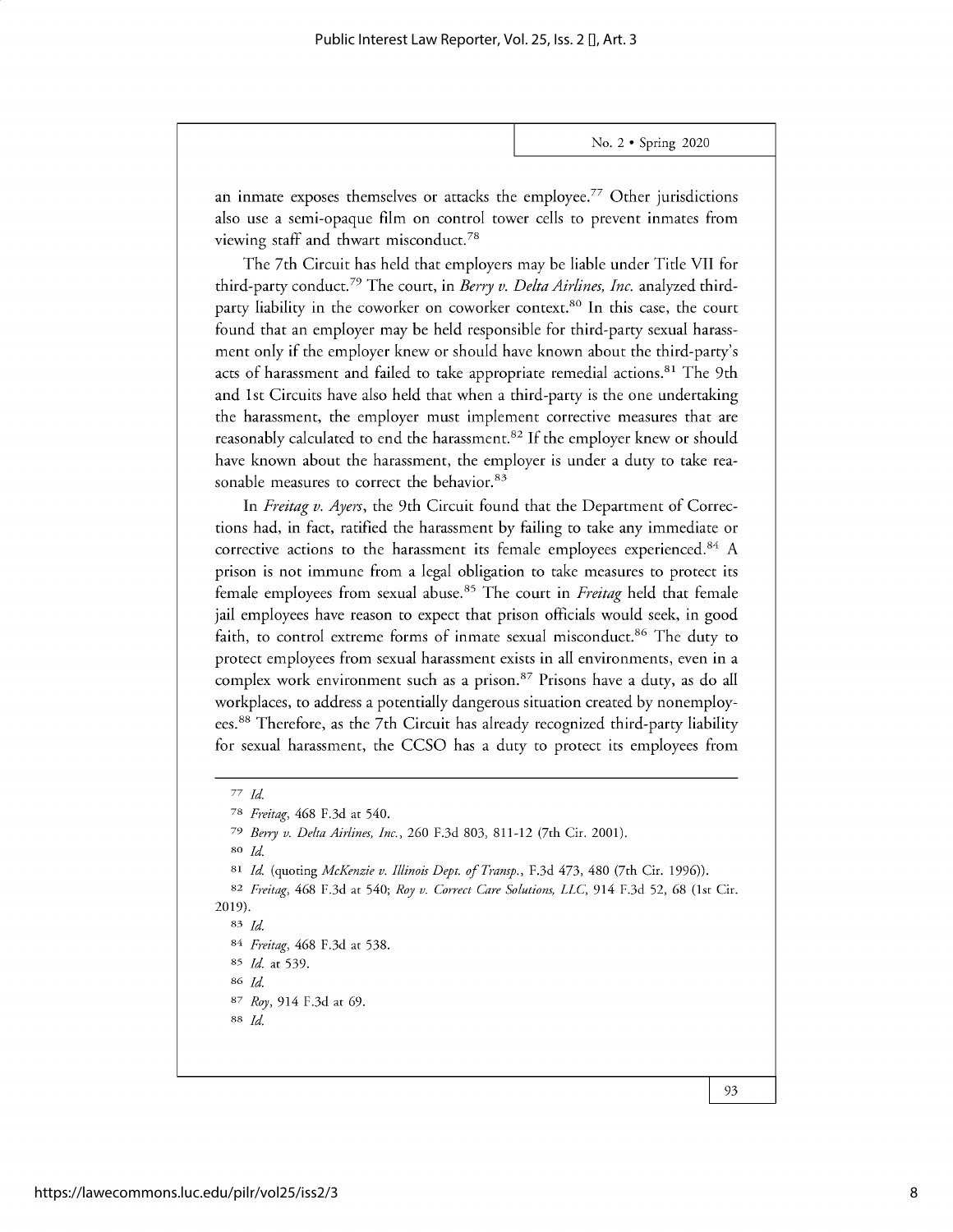an inmate exposes themselves or attacks the employee.[77] Other jurisdictions also use a semi-opaque film on control tower cells to prevent inmates from viewing staff and thwart misconduct.[78]

The 7th Circuit has held that employers may be liable under Title VII for third-party conduct.[79] The court, in *Berry v. Delta Airlines, Inc.* analyzed third-party liability in the coworker on coworker context.[80] In this case, the court found that an employer may be held responsible for third-party sexual harassment only if the employer knew or should have known about the third-party's acts of harassment and failed to take appropriate remedial actions.[81] The 9th and 1st Circuits have also held that when a third-party is the one undertaking the harassment, the employer must implement corrective measures that are reasonably calculated to end the harassment.[82] If the employer knew or should have known about the harassment, the employer is under a duty to take reasonable measures to correct the behavior.[83]

In *Freitag v. Ayers*, the 9th Circuit found that the Department of Corrections had, in fact, ratified the harassment by failing to take any immediate or corrective actions to the harassment its female employees experienced.[84] A prison is not immune from a legal obligation to take measures to protect its female employees from sexual abuse.[85] The court in *Freitag* held that female jail employees have reason to expect that prison officials would seek, in good faith, to control extreme forms of inmate sexual misconduct.[86] The duty to protect employees from sexual harassment exists in all environments, even in a complex work environment such as a prison.[87] Prisons have a duty, as do all workplaces, to address a potentially dangerous situation created by nonemployees.[88] Therefore, as the 7th Circuit has already recognized third-party liability for sexual harassment, the CCSO has a duty to protect its employees from

---

[77] *Id.*

[78] *Freitag*, 468 F.3d at 540.

[79] *Berry v. Delta Airlines, Inc.*, 260 F.3d 803, 811-12 (7th Cir. 2001).

[80] *Id.*

[81] *Id.* (quoting *McKenzie v. Illinois Dept. of Transp.*, F.3d 473, 480 (7th Cir. 1996)).

[82] *Freitag*, 468 F.3d at 540; *Roy v. Correct Care Solutions, LLC*, 914 F.3d 52, 68 (1st Cir. 2019).

[83] *Id.*

[84] *Freitag*, 468 F.3d at 538.

[85] *Id.* at 539.

[86] *Id.*

[87] *Roy*, 914 F.3d at 69.

[88] *Id.*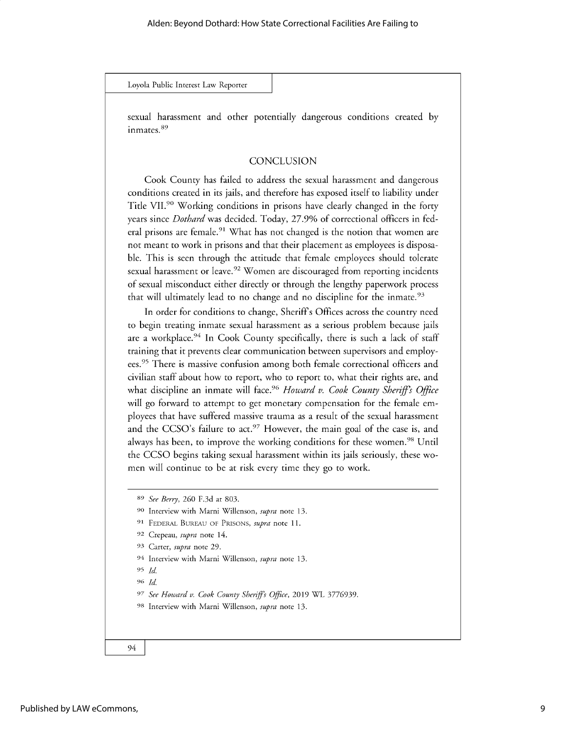sexual harassment and other potentially dangerous conditions created by inmates.[89]

## CONCLUSION

Cook County has failed to address the sexual harassment and dangerous conditions created in its jails, and therefore has exposed itself to liability under Title VII.[90] Working conditions in prisons have clearly changed in the forty years since *Dothard* was decided. Today, 27.9% of correctional officers in federal prisons are female.[91] What has not changed is the notion that women are not meant to work in prisons and that their placement as employees is disposable. This is seen through the attitude that female employees should tolerate sexual harassment or leave.[92] Women are discouraged from reporting incidents of sexual misconduct either directly or through the lengthy paperwork process that will ultimately lead to no change and no discipline for the inmate.[93]

In order for conditions to change, Sheriff's Offices across the country need to begin treating inmate sexual harassment as a serious problem because jails are a workplace.[94] In Cook County specifically, there is such a lack of staff training that it prevents clear communication between supervisors and employees.[95] There is massive confusion among both female correctional officers and civilian staff about how to report, who to report to, what their rights are, and what discipline an inmate will face.[96] *Howard v. Cook County Sheriff's Office* will go forward to attempt to get monetary compensation for the female employees that have suffered massive trauma as a result of the sexual harassment and the CCSO's failure to act.[97] However, the main goal of the case is, and always has been, to improve the working conditions for these women.[98] Until the CCSO begins taking sexual harassment within its jails seriously, these women will continue to be at risk every time they go to work.

---

[89] *See Berry*, 260 F.3d at 803.

[90] Interview with Marni Willenson, *supra* note 13.

[91] FEDERAL BUREAU OF PRISONS, *supra* note 11.

[92] Crepeau, *supra* note 14.

[93] Carter, *supra* note 29.

[94] Interview with Marni Willenson, *supra* note 13.

[95] *Id.*

[96] *Id.*

[97] *See Howard v. Cook County Sheriff's Office*, 2019 WL 3776939.

[98] Interview with Marni Willenson, *supra* note 13.